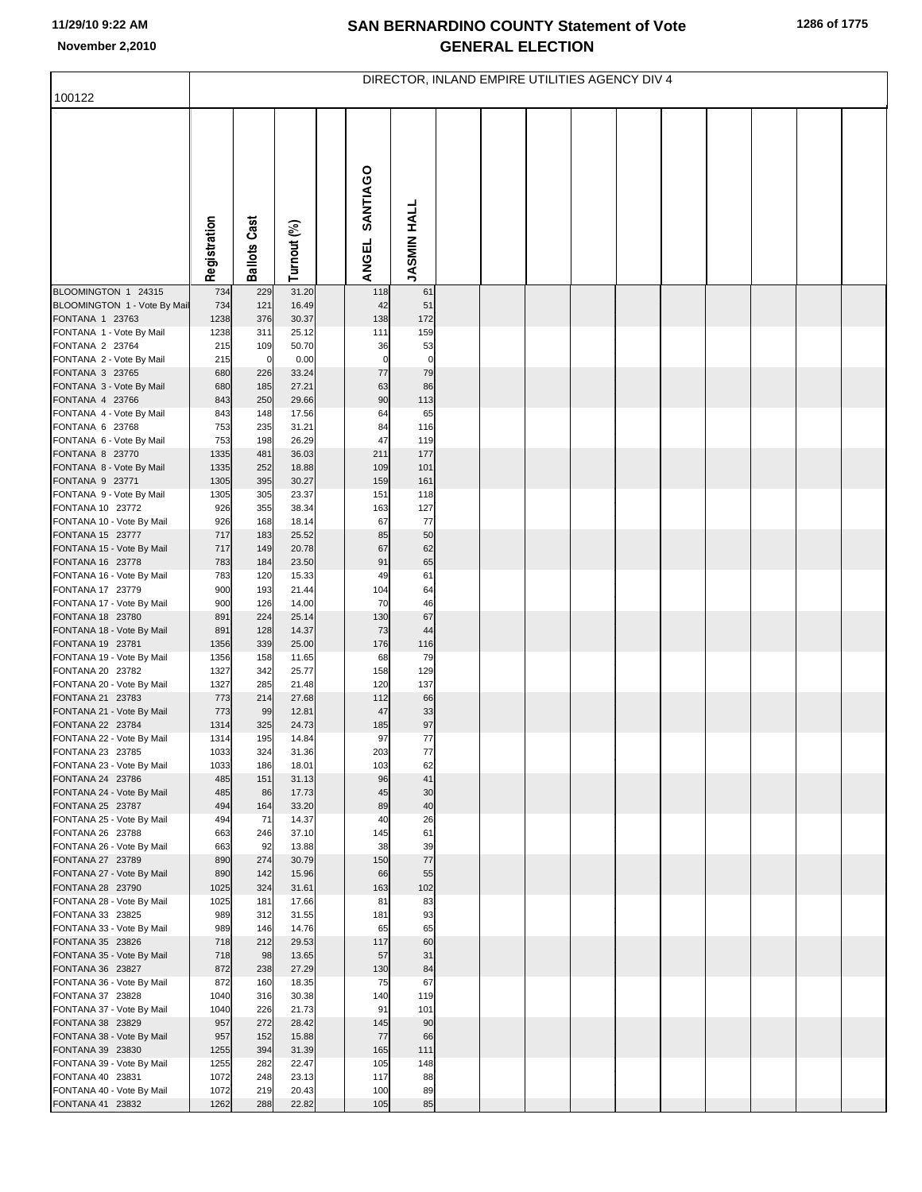# SAN BERNARDINO COUNTY Statement of Vote
## GENERAL ELECTION

## DIRECTOR, INLAND EMPIRE UTILITIES AGENCY DIV 4

100122

| | Registration | Ballots Cast | Turnout (%) | ANGEL SANTIAGO | JASMIN HALL |
|---|---|---|---|---|---|
| BLOOMINGTON 1 24315 | 734 | 229 | 31.20 | 118 | 61 |
| BLOOMINGTON 1 - Vote By Mail | 734 | 121 | 16.49 | 42 | 51 |
| FONTANA 1 23763 | 1238 | 376 | 30.37 | 138 | 172 |
| FONTANA 1 - Vote By Mail | 1238 | 311 | 25.12 | 111 | 159 |
| FONTANA 2 23764 | 215 | 109 | 50.70 | 36 | 53 |
| FONTANA 2 - Vote By Mail | 215 | 0 | 0.00 | 0 | 0 |
| FONTANA 3 23765 | 680 | 226 | 33.24 | 77 | 79 |
| FONTANA 3 - Vote By Mail | 680 | 185 | 27.21 | 63 | 86 |
| FONTANA 4 23766 | 843 | 250 | 29.66 | 90 | 113 |
| FONTANA 4 - Vote By Mail | 843 | 148 | 17.56 | 64 | 65 |
| FONTANA 6 23768 | 753 | 235 | 31.21 | 84 | 116 |
| FONTANA 6 - Vote By Mail | 753 | 198 | 26.29 | 47 | 119 |
| FONTANA 8 23770 | 1335 | 481 | 36.03 | 211 | 177 |
| FONTANA 8 - Vote By Mail | 1335 | 252 | 18.88 | 109 | 101 |
| FONTANA 9 23771 | 1305 | 395 | 30.27 | 159 | 161 |
| FONTANA 9 - Vote By Mail | 1305 | 305 | 23.37 | 151 | 118 |
| FONTANA 10 23772 | 926 | 355 | 38.34 | 163 | 127 |
| FONTANA 10 - Vote By Mail | 926 | 168 | 18.14 | 67 | 77 |
| FONTANA 15 23777 | 717 | 183 | 25.52 | 85 | 50 |
| FONTANA 15 - Vote By Mail | 717 | 149 | 20.78 | 67 | 62 |
| FONTANA 16 23778 | 783 | 184 | 23.50 | 91 | 65 |
| FONTANA 16 - Vote By Mail | 783 | 120 | 15.33 | 49 | 61 |
| FONTANA 17 23779 | 900 | 193 | 21.44 | 104 | 64 |
| FONTANA 17 - Vote By Mail | 900 | 126 | 14.00 | 70 | 46 |
| FONTANA 18 23780 | 891 | 224 | 25.14 | 130 | 67 |
| FONTANA 18 - Vote By Mail | 891 | 128 | 14.37 | 73 | 44 |
| FONTANA 19 23781 | 1356 | 339 | 25.00 | 176 | 116 |
| FONTANA 19 - Vote By Mail | 1356 | 158 | 11.65 | 68 | 79 |
| FONTANA 20 23782 | 1327 | 342 | 25.77 | 158 | 129 |
| FONTANA 20 - Vote By Mail | 1327 | 285 | 21.48 | 120 | 137 |
| FONTANA 21 23783 | 773 | 214 | 27.68 | 112 | 66 |
| FONTANA 21 - Vote By Mail | 773 | 99 | 12.81 | 47 | 33 |
| FONTANA 22 23784 | 1314 | 325 | 24.73 | 185 | 97 |
| FONTANA 22 - Vote By Mail | 1314 | 195 | 14.84 | 97 | 77 |
| FONTANA 23 23785 | 1033 | 324 | 31.36 | 203 | 77 |
| FONTANA 23 - Vote By Mail | 1033 | 186 | 18.01 | 103 | 62 |
| FONTANA 24 23786 | 485 | 151 | 31.13 | 96 | 41 |
| FONTANA 24 - Vote By Mail | 485 | 86 | 17.73 | 45 | 30 |
| FONTANA 25 23787 | 494 | 164 | 33.20 | 89 | 40 |
| FONTANA 25 - Vote By Mail | 494 | 71 | 14.37 | 40 | 26 |
| FONTANA 26 23788 | 663 | 246 | 37.10 | 145 | 61 |
| FONTANA 26 - Vote By Mail | 663 | 92 | 13.88 | 38 | 39 |
| FONTANA 27 23789 | 890 | 274 | 30.79 | 150 | 77 |
| FONTANA 27 - Vote By Mail | 890 | 142 | 15.96 | 66 | 55 |
| FONTANA 28 23790 | 1025 | 324 | 31.61 | 163 | 102 |
| FONTANA 28 - Vote By Mail | 1025 | 181 | 17.66 | 81 | 83 |
| FONTANA 33 23825 | 989 | 312 | 31.55 | 181 | 93 |
| FONTANA 33 - Vote By Mail | 989 | 146 | 14.76 | 65 | 65 |
| FONTANA 35 23826 | 718 | 212 | 29.53 | 117 | 60 |
| FONTANA 35 - Vote By Mail | 718 | 98 | 13.65 | 57 | 31 |
| FONTANA 36 23827 | 872 | 238 | 27.29 | 130 | 84 |
| FONTANA 36 - Vote By Mail | 872 | 160 | 18.35 | 75 | 67 |
| FONTANA 37 23828 | 1040 | 316 | 30.38 | 140 | 119 |
| FONTANA 37 - Vote By Mail | 1040 | 226 | 21.73 | 91 | 101 |
| FONTANA 38 23829 | 957 | 272 | 28.42 | 145 | 90 |
| FONTANA 38 - Vote By Mail | 957 | 152 | 15.88 | 77 | 66 |
| FONTANA 39 23830 | 1255 | 394 | 31.39 | 165 | 111 |
| FONTANA 39 - Vote By Mail | 1255 | 282 | 22.47 | 105 | 148 |
| FONTANA 40 23831 | 1072 | 248 | 23.13 | 117 | 88 |
| FONTANA 40 - Vote By Mail | 1072 | 219 | 20.43 | 100 | 89 |
| FONTANA 41 23832 | 1262 | 288 | 22.82 | 105 | 85 |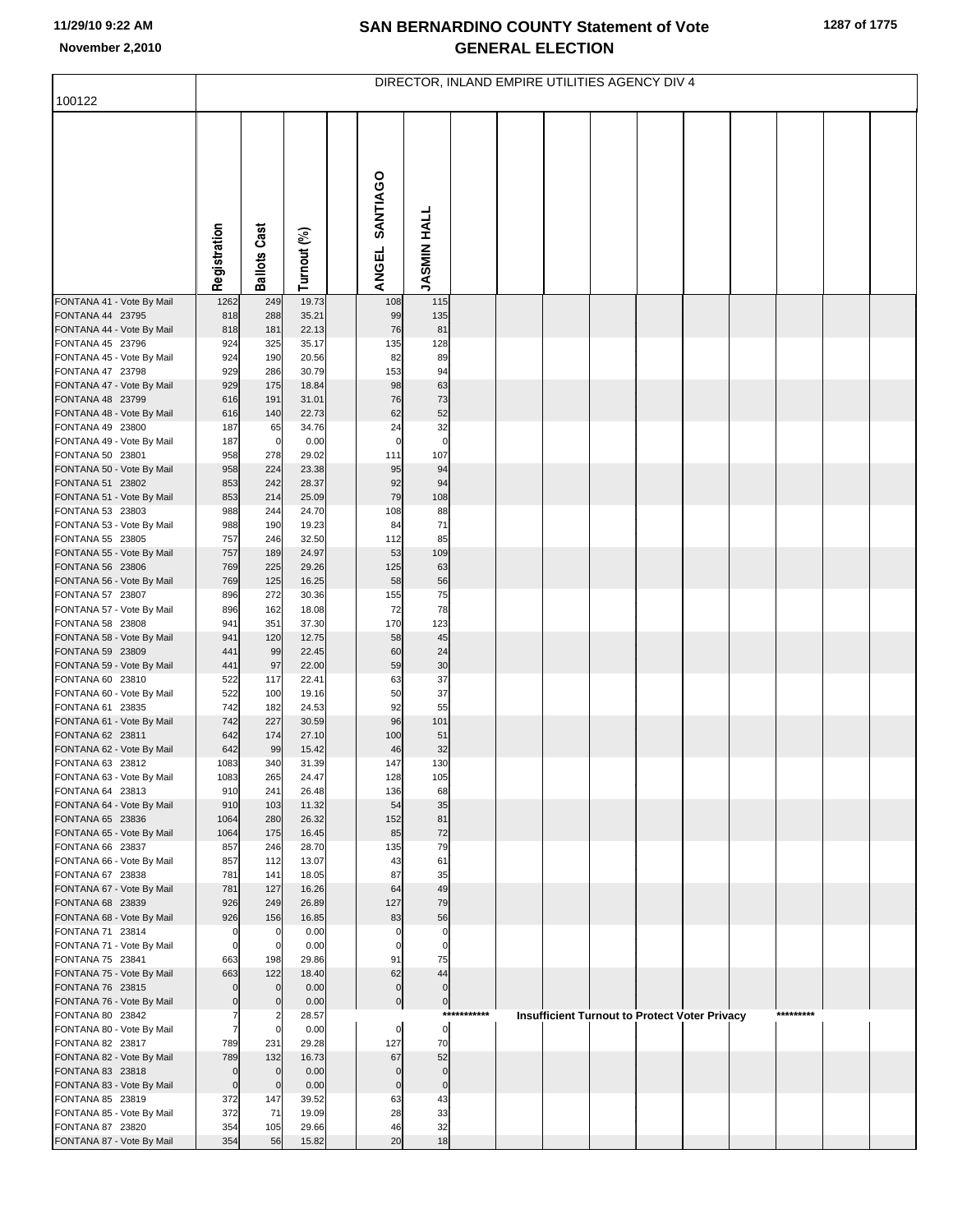# SAN BERNARDINO COUNTY Statement of Vote
# GENERAL ELECTION

DIRECTOR, INLAND EMPIRE UTILITIES AGENCY DIV 4

100122

| | Registration | Ballots Cast | Turnout (%) | | ANGEL SANTIAGO | JASMIN HALL |
|---|---|---|---|---|---|---|
| FONTANA 41 - Vote By Mail | 1262 | 249 | 19.73 | | 108 | 115 |
| FONTANA 44 23795 | 818 | 288 | 35.21 | | 99 | 135 |
| FONTANA 44 - Vote By Mail | 818 | 181 | 22.13 | | 76 | 81 |
| FONTANA 45 23796 | 924 | 325 | 35.17 | | 135 | 128 |
| FONTANA 45 - Vote By Mail | 924 | 190 | 20.56 | | 82 | 89 |
| FONTANA 47 23798 | 929 | 286 | 30.79 | | 153 | 94 |
| FONTANA 47 - Vote By Mail | 929 | 175 | 18.84 | | 98 | 63 |
| FONTANA 48 23799 | 616 | 191 | 31.01 | | 76 | 73 |
| FONTANA 48 - Vote By Mail | 616 | 140 | 22.73 | | 62 | 52 |
| FONTANA 49 23800 | 187 | 65 | 34.76 | | 24 | 32 |
| FONTANA 49 - Vote By Mail | 187 | 0 | 0.00 | | 0 | 0 |
| FONTANA 50 23801 | 958 | 278 | 29.02 | | 111 | 107 |
| FONTANA 50 - Vote By Mail | 958 | 224 | 23.38 | | 95 | 94 |
| FONTANA 51 23802 | 853 | 242 | 28.37 | | 92 | 94 |
| FONTANA 51 - Vote By Mail | 853 | 214 | 25.09 | | 79 | 108 |
| FONTANA 53 23803 | 988 | 244 | 24.70 | | 108 | 88 |
| FONTANA 53 - Vote By Mail | 988 | 190 | 19.23 | | 84 | 71 |
| FONTANA 55 23805 | 757 | 246 | 32.50 | | 112 | 85 |
| FONTANA 55 - Vote By Mail | 757 | 189 | 24.97 | | 53 | 109 |
| FONTANA 56 23806 | 769 | 225 | 29.26 | | 125 | 63 |
| FONTANA 56 - Vote By Mail | 769 | 125 | 16.25 | | 58 | 56 |
| FONTANA 57 23807 | 896 | 272 | 30.36 | | 155 | 75 |
| FONTANA 57 - Vote By Mail | 896 | 162 | 18.08 | | 72 | 78 |
| FONTANA 58 23808 | 941 | 351 | 37.30 | | 170 | 123 |
| FONTANA 58 - Vote By Mail | 941 | 120 | 12.75 | | 58 | 45 |
| FONTANA 59 23809 | 441 | 99 | 22.45 | | 60 | 24 |
| FONTANA 59 - Vote By Mail | 441 | 97 | 22.00 | | 59 | 30 |
| FONTANA 60 23810 | 522 | 117 | 22.41 | | 63 | 37 |
| FONTANA 60 - Vote By Mail | 522 | 100 | 19.16 | | 50 | 37 |
| FONTANA 61 23835 | 742 | 182 | 24.53 | | 92 | 55 |
| FONTANA 61 - Vote By Mail | 742 | 227 | 30.59 | | 96 | 101 |
| FONTANA 62 23811 | 642 | 174 | 27.10 | | 100 | 51 |
| FONTANA 62 - Vote By Mail | 642 | 99 | 15.42 | | 46 | 32 |
| FONTANA 63 23812 | 1083 | 340 | 31.39 | | 147 | 130 |
| FONTANA 63 - Vote By Mail | 1083 | 265 | 24.47 | | 128 | 105 |
| FONTANA 64 23813 | 910 | 241 | 26.48 | | 136 | 68 |
| FONTANA 64 - Vote By Mail | 910 | 103 | 11.32 | | 54 | 35 |
| FONTANA 65 23836 | 1064 | 280 | 26.32 | | 152 | 81 |
| FONTANA 65 - Vote By Mail | 1064 | 175 | 16.45 | | 85 | 72 |
| FONTANA 66 23837 | 857 | 246 | 28.70 | | 135 | 79 |
| FONTANA 66 - Vote By Mail | 857 | 112 | 13.07 | | 43 | 61 |
| FONTANA 67 23838 | 781 | 141 | 18.05 | | 87 | 35 |
| FONTANA 67 - Vote By Mail | 781 | 127 | 16.26 | | 64 | 49 |
| FONTANA 68 23839 | 926 | 249 | 26.89 | | 127 | 79 |
| FONTANA 68 - Vote By Mail | 926 | 156 | 16.85 | | 83 | 56 |
| FONTANA 71 23814 | 0 | 0 | 0.00 | | 0 | 0 |
| FONTANA 71 - Vote By Mail | 0 | 0 | 0.00 | | 0 | 0 |
| FONTANA 75 23841 | 663 | 198 | 29.86 | | 91 | 75 |
| FONTANA 75 - Vote By Mail | 663 | 122 | 18.40 | | 62 | 44 |
| FONTANA 76 23815 | 0 | 0 | 0.00 | | 0 | 0 |
| FONTANA 76 - Vote By Mail | 0 | 0 | 0.00 | | 0 | 0 |
| FONTANA 80 23842 | 7 | 2 | 28.57 | | *********** Insufficient Turnout to Protect Voter Privacy ********* | |
| FONTANA 80 - Vote By Mail | 7 | 0 | 0.00 | | 0 | 0 |
| FONTANA 82 23817 | 789 | 231 | 29.28 | | 127 | 70 |
| FONTANA 82 - Vote By Mail | 789 | 132 | 16.73 | | 67 | 52 |
| FONTANA 83 23818 | 0 | 0 | 0.00 | | 0 | 0 |
| FONTANA 83 - Vote By Mail | 0 | 0 | 0.00 | | 0 | 0 |
| FONTANA 85 23819 | 372 | 147 | 39.52 | | 63 | 43 |
| FONTANA 85 - Vote By Mail | 372 | 71 | 19.09 | | 28 | 33 |
| FONTANA 87 23820 | 354 | 105 | 29.66 | | 46 | 32 |
| FONTANA 87 - Vote By Mail | 354 | 56 | 15.82 | | 20 | 18 |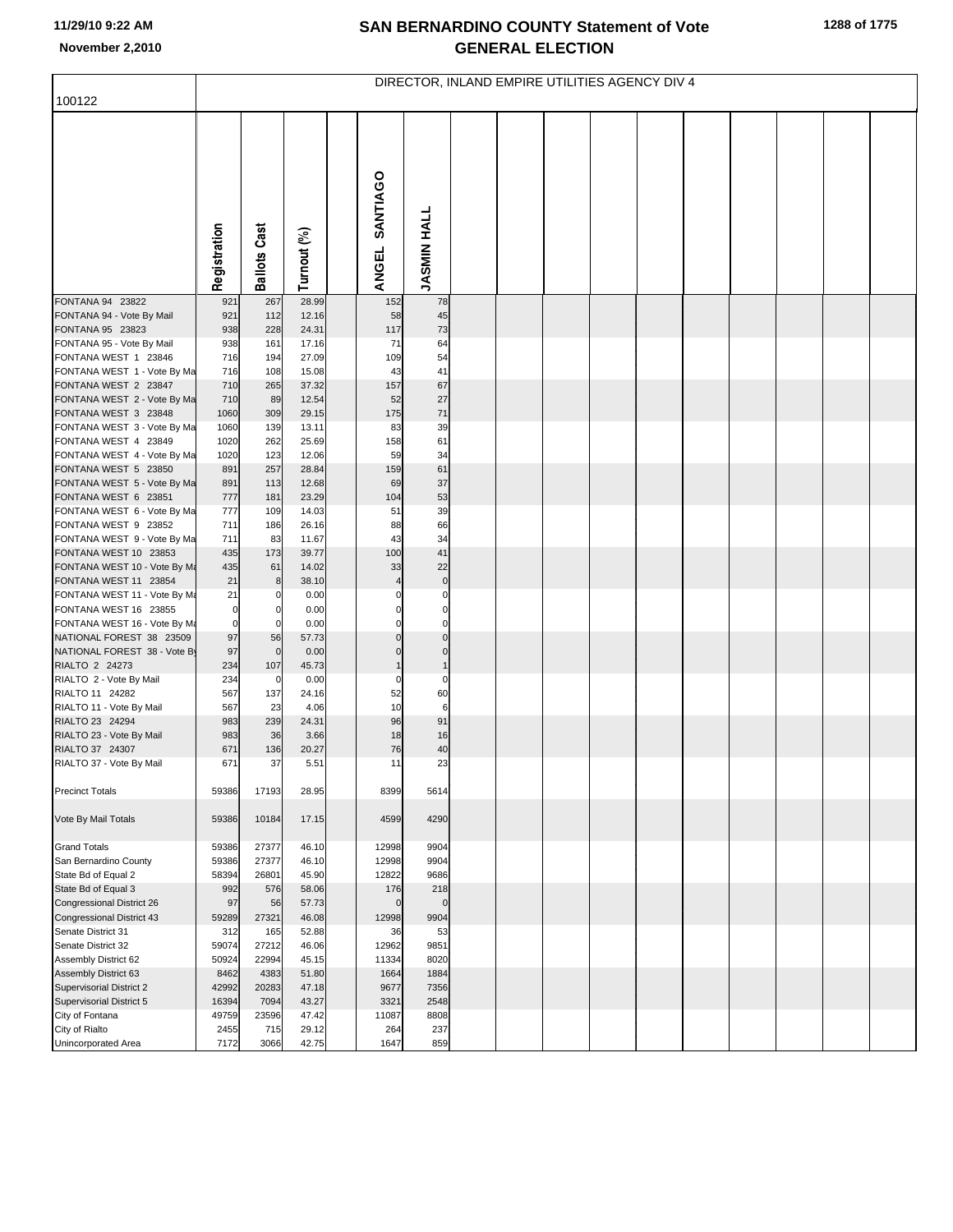# SAN BERNARDINO COUNTY Statement of Vote
## GENERAL ELECTION

11/29/10 9:22 AM
November 2,2010

100122

DIRECTOR, INLAND EMPIRE UTILITIES AGENCY DIV 4

| | Registration | Ballots Cast | Turnout (%) | | ANGEL SANTIAGO | JASMIN HALL |
|---|---|---|---|---|---|---|
| FONTANA 94 23822 | 921 | 267 | 28.99 | | 152 | 78 |
| FONTANA 94 - Vote By Mail | 921 | 112 | 12.16 | | 58 | 45 |
| FONTANA 95 23823 | 938 | 228 | 24.31 | | 117 | 73 |
| FONTANA 95 - Vote By Mail | 938 | 161 | 17.16 | | 71 | 64 |
| FONTANA WEST 1 23846 | 716 | 194 | 27.09 | | 109 | 54 |
| FONTANA WEST 1 - Vote By Ma | 716 | 108 | 15.08 | | 43 | 41 |
| FONTANA WEST 2 23847 | 710 | 265 | 37.32 | | 157 | 67 |
| FONTANA WEST 2 - Vote By Ma | 710 | 89 | 12.54 | | 52 | 27 |
| FONTANA WEST 3 23848 | 1060 | 309 | 29.15 | | 175 | 71 |
| FONTANA WEST 3 - Vote By Ma | 1060 | 139 | 13.11 | | 83 | 39 |
| FONTANA WEST 4 23849 | 1020 | 262 | 25.69 | | 158 | 61 |
| FONTANA WEST 4 - Vote By Ma | 1020 | 123 | 12.06 | | 59 | 34 |
| FONTANA WEST 5 23850 | 891 | 257 | 28.84 | | 159 | 61 |
| FONTANA WEST 5 - Vote By Ma | 891 | 113 | 12.68 | | 69 | 37 |
| FONTANA WEST 6 23851 | 777 | 181 | 23.29 | | 104 | 53 |
| FONTANA WEST 6 - Vote By Ma | 777 | 109 | 14.03 | | 51 | 39 |
| FONTANA WEST 9 23852 | 711 | 186 | 26.16 | | 88 | 66 |
| FONTANA WEST 9 - Vote By Ma | 711 | 83 | 11.67 | | 43 | 34 |
| FONTANA WEST 10 23853 | 435 | 173 | 39.77 | | 100 | 41 |
| FONTANA WEST 10 - Vote By Ma | 435 | 61 | 14.02 | | 33 | 22 |
| FONTANA WEST 11 23854 | 21 | 8 | 38.10 | | 4 | 0 |
| FONTANA WEST 11 - Vote By Ma | 21 | 0 | 0.00 | | 0 | 0 |
| FONTANA WEST 16 23855 | 0 | 0 | 0.00 | | 0 | 0 |
| FONTANA WEST 16 - Vote By Ma | 0 | 0 | 0.00 | | 0 | 0 |
| NATIONAL FOREST 38 23509 | 97 | 56 | 57.73 | | 0 | 0 |
| NATIONAL FOREST 38 - Vote By | 97 | 0 | 0.00 | | 0 | 0 |
| RIALTO 2 24273 | 234 | 107 | 45.73 | | 1 | 1 |
| RIALTO 2 - Vote By Mail | 234 | 0 | 0.00 | | 0 | 0 |
| RIALTO 11 24282 | 567 | 137 | 24.16 | | 52 | 60 |
| RIALTO 11 - Vote By Mail | 567 | 23 | 4.06 | | 10 | 6 |
| RIALTO 23 24294 | 983 | 239 | 24.31 | | 96 | 91 |
| RIALTO 23 - Vote By Mail | 983 | 36 | 3.66 | | 18 | 16 |
| RIALTO 37 24307 | 671 | 136 | 20.27 | | 76 | 40 |
| RIALTO 37 - Vote By Mail | 671 | 37 | 5.51 | | 11 | 23 |
| Precinct Totals | 59386 | 17193 | 28.95 | | 8399 | 5614 |
| Vote By Mail Totals | 59386 | 10184 | 17.15 | | 4599 | 4290 |
| Grand Totals | 59386 | 27377 | 46.10 | | 12998 | 9904 |
| San Bernardino County | 59386 | 27377 | 46.10 | | 12998 | 9904 |
| State Bd of Equal 2 | 58394 | 26801 | 45.90 | | 12822 | 9686 |
| State Bd of Equal 3 | 992 | 576 | 58.06 | | 176 | 218 |
| Congressional District 26 | 97 | 56 | 57.73 | | 0 | 0 |
| Congressional District 43 | 59289 | 27321 | 46.08 | | 12998 | 9904 |
| Senate District 31 | 312 | 165 | 52.88 | | 36 | 53 |
| Senate District 32 | 59074 | 27212 | 46.06 | | 12962 | 9851 |
| Assembly District 62 | 50924 | 22994 | 45.15 | | 11334 | 8020 |
| Assembly District 63 | 8462 | 4383 | 51.80 | | 1664 | 1884 |
| Supervisorial District 2 | 42992 | 20283 | 47.18 | | 9677 | 7356 |
| Supervisorial District 5 | 16394 | 7094 | 43.27 | | 3321 | 2548 |
| City of Fontana | 49759 | 23596 | 47.42 | | 11087 | 8808 |
| City of Rialto | 2455 | 715 | 29.12 | | 264 | 237 |
| Unincorporated Area | 7172 | 3066 | 42.75 | | 1647 | 859 |